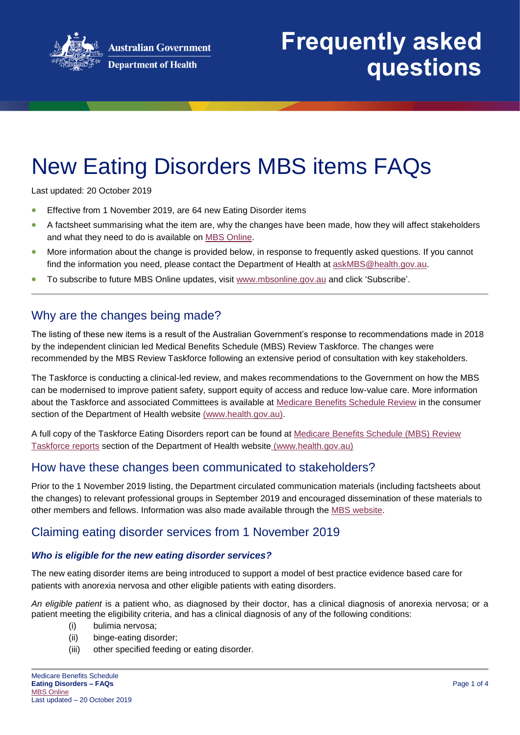Australian Government
Department of Health

# Frequently asked questions

# New Eating Disorders MBS items FAQs

Last updated: 20 October 2019

- Effective from 1 November 2019, are 64 new Eating Disorder items
- A factsheet summarising what the item are, why the changes have been made, how they will affect stakeholders and what they need to do is available on MBS Online.
- More information about the change is provided below, in response to frequently asked questions. If you cannot find the information you need, please contact the Department of Health at askMBS@health.gov.au.
- To subscribe to future MBS Online updates, visit www.mbsonline.gov.au and click 'Subscribe'.

## Why are the changes being made?

The listing of these new items is a result of the Australian Government's response to recommendations made in 2018 by the independent clinician led Medical Benefits Schedule (MBS) Review Taskforce. The changes were recommended by the MBS Review Taskforce following an extensive period of consultation with key stakeholders.

The Taskforce is conducting a clinical-led review, and makes recommendations to the Government on how the MBS can be modernised to improve patient safety, support equity of access and reduce low-value care. More information about the Taskforce and associated Committees is available at Medicare Benefits Schedule Review in the consumer section of the Department of Health website (www.health.gov.au).

A full copy of the Taskforce Eating Disorders report can be found at Medicare Benefits Schedule (MBS) Review Taskforce reports section of the Department of Health website (www.health.gov.au)

## How have these changes been communicated to stakeholders?

Prior to the 1 November 2019 listing, the Department circulated communication materials (including factsheets about the changes) to relevant professional groups in September 2019 and encouraged dissemination of these materials to other members and fellows. Information was also made available through the MBS website.

## Claiming eating disorder services from 1 November 2019

### *Who is eligible for the new eating disorder services?*

The new eating disorder items are being introduced to support a model of best practice evidence based care for patients with anorexia nervosa and other eligible patients with eating disorders.

*An eligible patient* is a patient who, as diagnosed by their doctor, has a clinical diagnosis of anorexia nervosa; or a patient meeting the eligibility criteria, and has a clinical diagnosis of any of the following conditions:

(i) bulimia nervosa;
(ii) binge-eating disorder;
(iii) other specified feeding or eating disorder.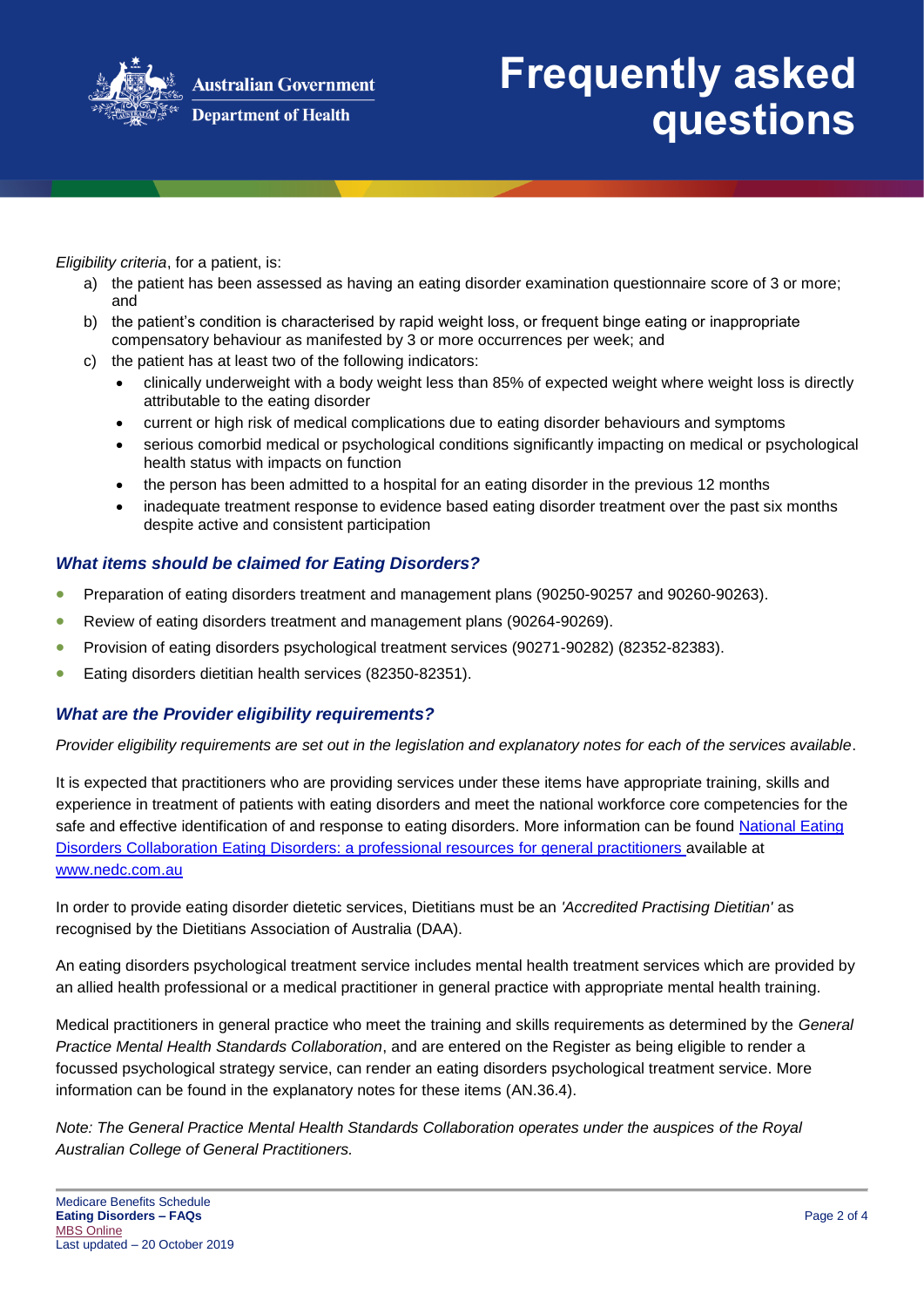*Eligibility criteria*, for a patient, is:

a) the patient has been assessed as having an eating disorder examination questionnaire score of 3 or more; and
b) the patient's condition is characterised by rapid weight loss, or frequent binge eating or inappropriate compensatory behaviour as manifested by 3 or more occurrences per week; and
c) the patient has at least two of the following indicators:
   - clinically underweight with a body weight less than 85% of expected weight where weight loss is directly attributable to the eating disorder
   - current or high risk of medical complications due to eating disorder behaviours and symptoms
   - serious comorbid medical or psychological conditions significantly impacting on medical or psychological health status with impacts on function
   - the person has been admitted to a hospital for an eating disorder in the previous 12 months
   - inadequate treatment response to evidence based eating disorder treatment over the past six months despite active and consistent participation

### *What items should be claimed for Eating Disorders?*

- Preparation of eating disorders treatment and management plans (90250-90257 and 90260-90263).
- Review of eating disorders treatment and management plans (90264-90269).
- Provision of eating disorders psychological treatment services (90271-90282) (82352-82383).
- Eating disorders dietitian health services (82350-82351).

### *What are the Provider eligibility requirements?*

*Provider eligibility requirements are set out in the legislation and explanatory notes for each of the services available*.

It is expected that practitioners who are providing services under these items have appropriate training, skills and experience in treatment of patients with eating disorders and meet the national workforce core competencies for the safe and effective identification of and response to eating disorders. More information can be found National Eating Disorders Collaboration Eating Disorders: a professional resources for general practitioners available at www.nedc.com.au

In order to provide eating disorder dietetic services, Dietitians must be an *'Accredited Practising Dietitian'* as recognised by the Dietitians Association of Australia (DAA).

An eating disorders psychological treatment service includes mental health treatment services which are provided by an allied health professional or a medical practitioner in general practice with appropriate mental health training.

Medical practitioners in general practice who meet the training and skills requirements as determined by the *General Practice Mental Health Standards Collaboration*, and are entered on the Register as being eligible to render a focussed psychological strategy service, can render an eating disorders psychological treatment service. More information can be found in the explanatory notes for these items (AN.36.4).

*Note: The General Practice Mental Health Standards Collaboration operates under the auspices of the Royal Australian College of General Practitioners.*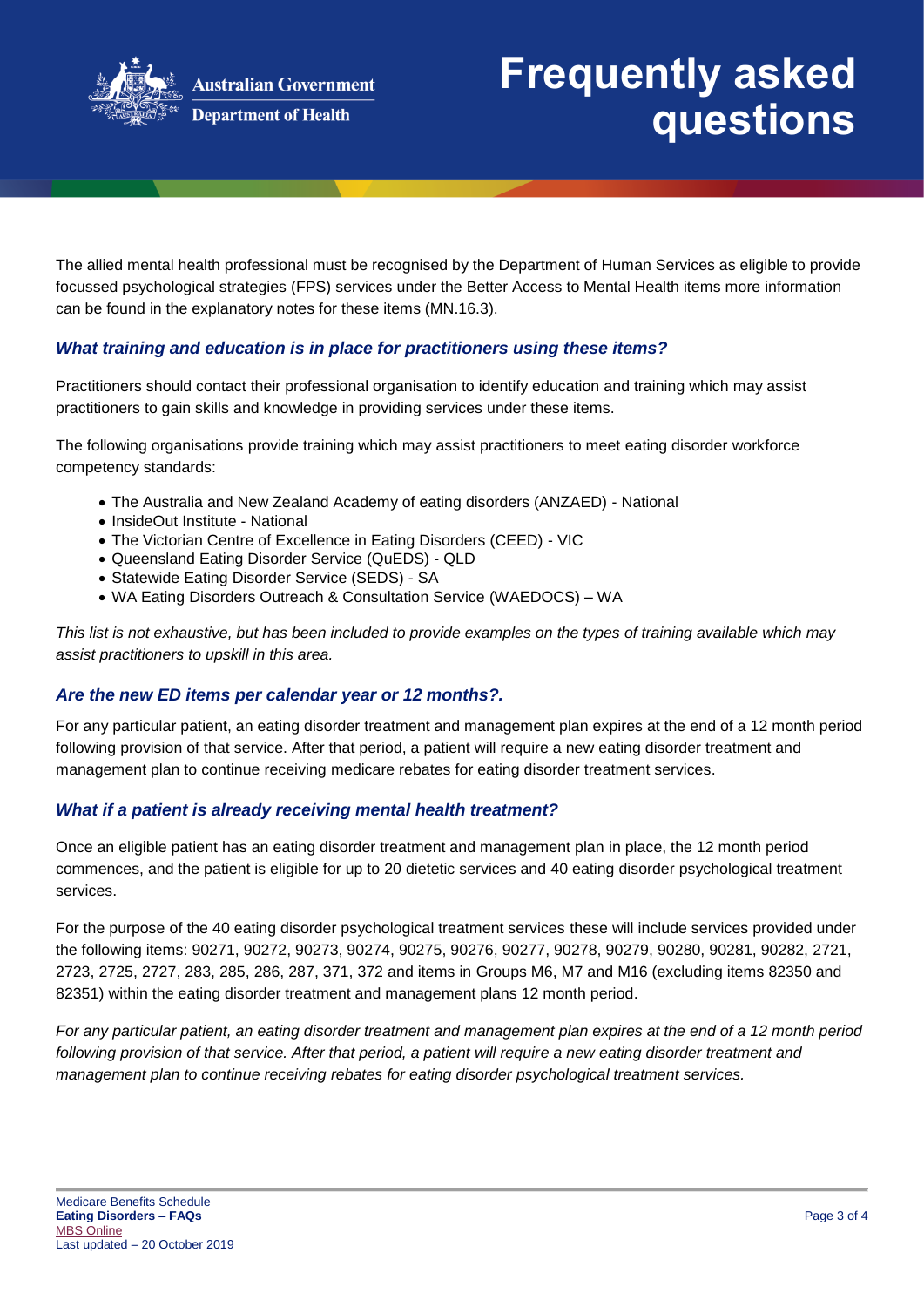The allied mental health professional must be recognised by the Department of Human Services as eligible to provide focussed psychological strategies (FPS) services under the Better Access to Mental Health items more information can be found in the explanatory notes for these items (MN.16.3).

### *What training and education is in place for practitioners using these items?*

Practitioners should contact their professional organisation to identify education and training which may assist practitioners to gain skills and knowledge in providing services under these items.

The following organisations provide training which may assist practitioners to meet eating disorder workforce competency standards:

- The Australia and New Zealand Academy of eating disorders (ANZAED) - National
- InsideOut Institute - National
- The Victorian Centre of Excellence in Eating Disorders (CEED) - VIC
- Queensland Eating Disorder Service (QuEDS) - QLD
- Statewide Eating Disorder Service (SEDS) - SA
- WA Eating Disorders Outreach & Consultation Service (WAEDOCS) – WA

*This list is not exhaustive, but has been included to provide examples on the types of training available which may assist practitioners to upskill in this area.*

### *Are the new ED items per calendar year or 12 months?.*

For any particular patient, an eating disorder treatment and management plan expires at the end of a 12 month period following provision of that service. After that period, a patient will require a new eating disorder treatment and management plan to continue receiving medicare rebates for eating disorder treatment services.

### *What if a patient is already receiving mental health treatment?*

Once an eligible patient has an eating disorder treatment and management plan in place, the 12 month period commences, and the patient is eligible for up to 20 dietetic services and 40 eating disorder psychological treatment services.

For the purpose of the 40 eating disorder psychological treatment services these will include services provided under the following items: 90271, 90272, 90273, 90274, 90275, 90276, 90277, 90278, 90279, 90280, 90281, 90282, 2721, 2723, 2725, 2727, 283, 285, 286, 287, 371, 372 and items in Groups M6, M7 and M16 (excluding items 82350 and 82351) within the eating disorder treatment and management plans 12 month period.

*For any particular patient, an eating disorder treatment and management plan expires at the end of a 12 month period following provision of that service. After that period, a patient will require a new eating disorder treatment and management plan to continue receiving rebates for eating disorder psychological treatment services.*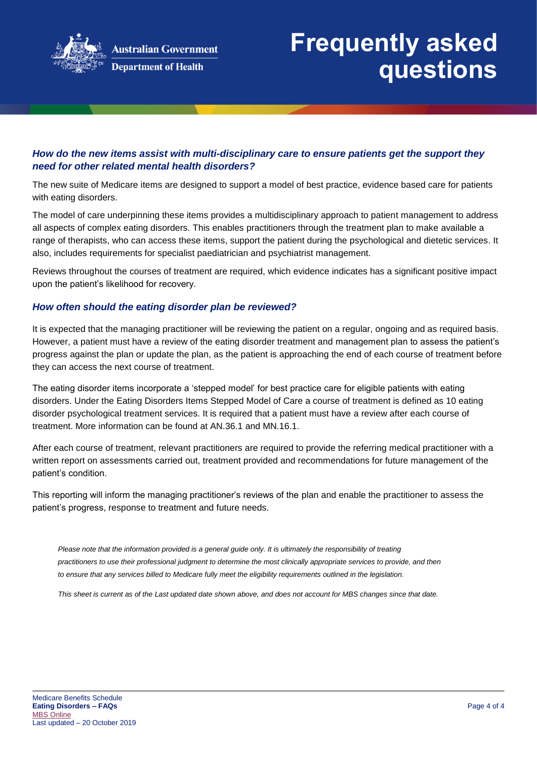### *How do the new items assist with multi-disciplinary care to ensure patients get the support they need for other related mental health disorders?*

The new suite of Medicare items are designed to support a model of best practice, evidence based care for patients with eating disorders.

The model of care underpinning these items provides a multidisciplinary approach to patient management to address all aspects of complex eating disorders. This enables practitioners through the treatment plan to make available a range of therapists, who can access these items, support the patient during the psychological and dietetic services. It also, includes requirements for specialist paediatrician and psychiatrist management.

Reviews throughout the courses of treatment are required, which evidence indicates has a significant positive impact upon the patient's likelihood for recovery.

### *How often should the eating disorder plan be reviewed?*

It is expected that the managing practitioner will be reviewing the patient on a regular, ongoing and as required basis. However, a patient must have a review of the eating disorder treatment and management plan to assess the patient's progress against the plan or update the plan, as the patient is approaching the end of each course of treatment before they can access the next course of treatment.

The eating disorder items incorporate a 'stepped model' for best practice care for eligible patients with eating disorders. Under the Eating Disorders Items Stepped Model of Care a course of treatment is defined as 10 eating disorder psychological treatment services. It is required that a patient must have a review after each course of treatment. More information can be found at AN.36.1 and MN.16.1.

After each course of treatment, relevant practitioners are required to provide the referring medical practitioner with a written report on assessments carried out, treatment provided and recommendations for future management of the patient's condition.

This reporting will inform the managing practitioner's reviews of the plan and enable the practitioner to assess the patient's progress, response to treatment and future needs.

*Please note that the information provided is a general guide only. It is ultimately the responsibility of treating practitioners to use their professional judgment to determine the most clinically appropriate services to provide, and then to ensure that any services billed to Medicare fully meet the eligibility requirements outlined in the legislation.*

*This sheet is current as of the Last updated date shown above, and does not account for MBS changes since that date.*

Medicare Benefits Schedule
**Eating Disorders – FAQs**
MBS Online
Last updated – 20 October 2019